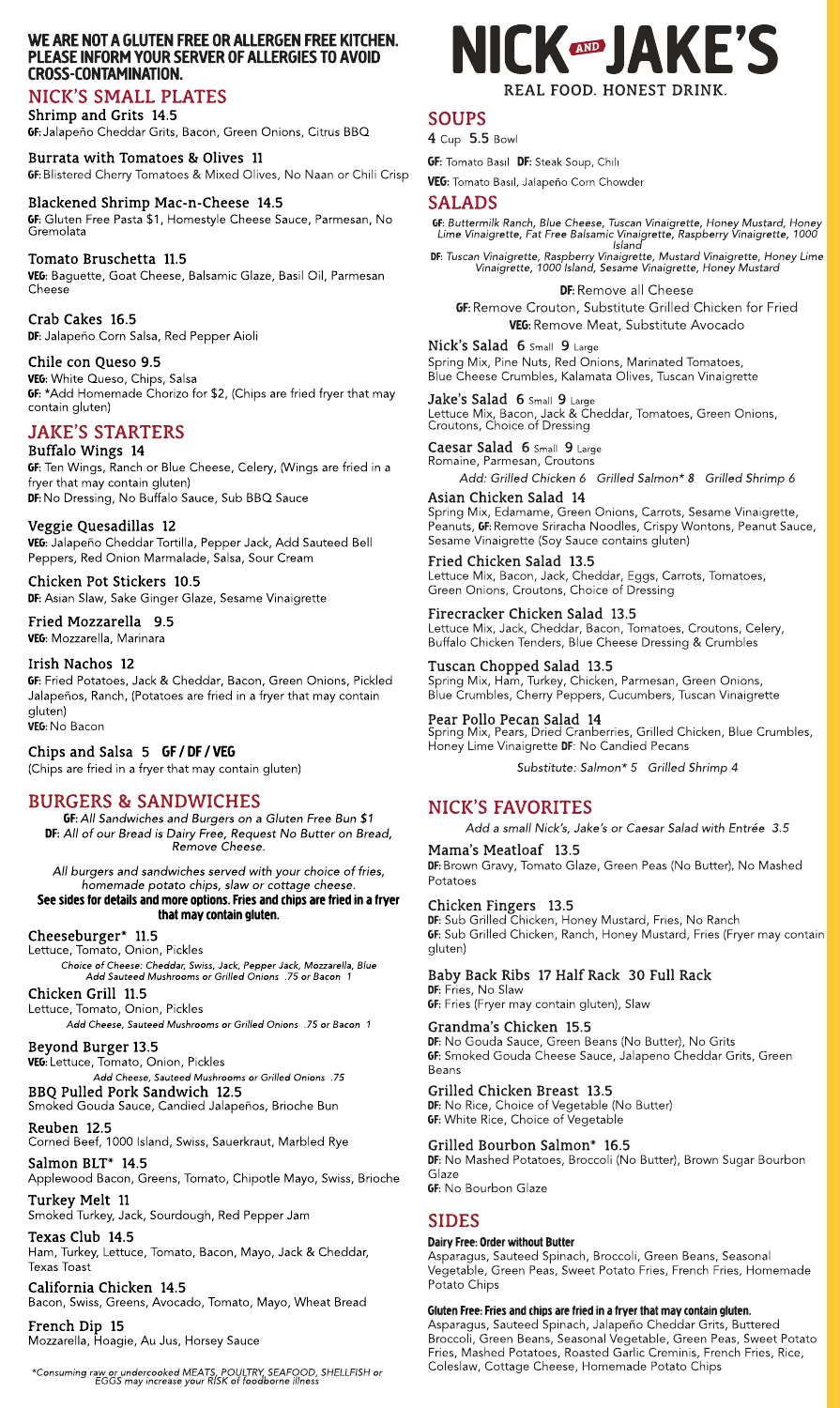# NICK AND JAKE'S

REAL FOOD. HONEST DRINK.

**WE ARE NOT A GLUTEN FREE OR ALLERGEN FREE KITCHEN. PLEASE INFORM YOUR SERVER OF ALLERGIES TO AVOID CROSS-CONTAMINATION.**

## NICK'S SMALL PLATES

**Shrimp and Grits 14.5**
**GF:** Jalapeño Cheddar Grits, Bacon, Green Onions, Citrus BBQ

**Burrata with Tomatoes & Olives 11**
**GF:** Blistered Cherry Tomatoes & Mixed Olives, No Naan or Chili Crisp

**Blackened Shrimp Mac-n-Cheese 14.5**
**GF:** Gluten Free Pasta $1, Homestyle Cheese Sauce, Parmesan, No Gremolata

**Tomato Bruschetta 11.5**
**VEG:** Baguette, Goat Cheese, Balsamic Glaze, Basil Oil, Parmesan Cheese

**Crab Cakes 16.5**
**DF:** Jalapeño Corn Salsa, Red Pepper Aioli

**Chile con Queso 9.5**
**VEG:** White Queso, Chips, Salsa
**GF:** *Add Homemade Chorizo for $2, (Chips are fried fryer that may contain gluten)

## JAKE'S STARTERS

**Buffalo Wings 14**
**GF:** Ten Wings, Ranch or Blue Cheese, Celery, (Wings are fried in a fryer that may contain gluten)
**DF:** No Dressing, No Buffalo Sauce, Sub BBQ Sauce

**Veggie Quesadillas 12**
**VEG:** Jalapeño Cheddar Tortilla, Pepper Jack, Add Sauteed Bell Peppers, Red Onion Marmalade, Salsa, Sour Cream

**Chicken Pot Stickers 10.5**
**DF:** Asian Slaw, Sake Ginger Glaze, Sesame Vinaigrette

**Fried Mozzarella 9.5**
**VEG:** Mozzarella, Marinara

**Irish Nachos 12**
**GF:** Fried Potatoes, Jack & Cheddar, Bacon, Green Onions, Pickled Jalapeños, Ranch, (Potatoes are fried in a fryer that may contain gluten)
**VEG:** No Bacon

**Chips and Salsa 5 GF / DF / VEG**
(Chips are fried in a fryer that may contain gluten)

## BURGERS & SANDWICHES

*GF: All Sandwiches and Burgers on a Gluten Free Bun $1*
*DF: All of our Bread is Dairy Free, Request No Butter on Bread, Remove Cheese.*

*All burgers and sandwiches served with your choice of fries, homemade potato chips, slaw or cottage cheese.*
**See sides for details and more options. Fries and chips are fried in a fryer that may contain gluten.**

**Cheeseburger* 11.5**
Lettuce, Tomato, Onion, Pickles
*Choice of Cheese: Cheddar, Swiss, Jack, Pepper Jack, Mozzarella, Blue*
*Add Sauteed Mushrooms or Grilled Onions .75 or Bacon 1*

**Chicken Grill 11.5**
Lettuce, Tomato, Onion, Pickles
*Add Cheese, Sauteed Mushrooms or Grilled Onions .75 or Bacon 1*

**Beyond Burger 13.5**
**VEG:** Lettuce, Tomato, Onion, Pickles
*Add Cheese, Sauteed Mushrooms or Grilled Onions .75*

**BBQ Pulled Pork Sandwich 12.5**
Smoked Gouda Sauce, Candied Jalapeños, Brioche Bun

**Reuben 12.5**
Corned Beef, 1000 Island, Swiss, Sauerkraut, Marbled Rye

**Salmon BLT* 14.5**
Applewood Bacon, Greens, Tomato, Chipotle Mayo, Swiss, Brioche

**Turkey Melt 11**
Smoked Turkey, Jack, Sourdough, Red Pepper Jam

**Texas Club 14.5**
Ham, Turkey, Lettuce, Tomato, Bacon, Mayo, Jack & Cheddar, Texas Toast

**California Chicken 14.5**
Bacon, Swiss, Greens, Avocado, Tomato, Mayo, Wheat Bread

**French Dip 15**
Mozzarella, Hoagie, Au Jus, Horsey Sauce

*Consuming raw or undercooked MEATS, POULTRY, SEAFOOD, SHELLFISH or EGGS may increase your RISK of foodborne illness

## SOUPS

4 Cup 5.5 Bowl

**GF:** Tomato Basil **DF:** Steak Soup, Chili

**VEG:** Tomato Basil, Jalapeño Corn Chowder

## SALADS

**GF:** *Buttermilk Ranch, Blue Cheese, Tuscan Vinaigrette, Honey Mustard, Honey Lime Vinaigrette, Fat Free Balsamic Vinaigrette, Raspberry Vinaigrette, 1000 Island*
**DF:** *Tuscan Vinaigrette, Raspberry Vinaigrette, Mustard Vinaigrette, Honey Lime Vinaigrette, 1000 Island, Sesame Vinaigrette, Honey Mustard*

**DF:** Remove all Cheese
**GF:** Remove Crouton, Substitute Grilled Chicken for Fried
**VEG:** Remove Meat, Substitute Avocado

**Nick's Salad 6 Small 9 Large**
Spring Mix, Pine Nuts, Red Onions, Marinated Tomatoes, Blue Cheese Crumbles, Kalamata Olives, Tuscan Vinaigrette

**Jake's Salad 6 Small 9 Large**
Lettuce Mix, Bacon, Jack & Cheddar, Tomatoes, Green Onions, Croutons, Choice of Dressing

**Caesar Salad 6 Small 9 Large**
Romaine, Parmesan, Croutons
*Add: Grilled Chicken 6 Grilled Salmon* 8 Grilled Shrimp 6*

**Asian Chicken Salad 14**
Spring Mix, Edamame, Green Onions, Carrots, Sesame Vinaigrette, Peanuts, **GF:** Remove Sriracha Noodles, Crispy Wontons, Peanut Sauce, Sesame Vinaigrette (Soy Sauce contains gluten)

**Fried Chicken Salad 13.5**
Lettuce Mix, Bacon, Jack, Cheddar, Eggs, Carrots, Tomatoes, Green Onions, Croutons, Choice of Dressing

**Firecracker Chicken Salad 13.5**
Lettuce Mix, Jack, Cheddar, Bacon, Tomatoes, Croutons, Celery, Buffalo Chicken Tenders, Blue Cheese Dressing & Crumbles

**Tuscan Chopped Salad 13.5**
Spring Mix, Ham, Turkey, Chicken, Parmesan, Green Onions, Blue Crumbles, Cherry Peppers, Cucumbers, Tuscan Vinaigrette

**Pear Pollo Pecan Salad 14**
Spring Mix, Pears, Dried Cranberries, Grilled Chicken, Blue Crumbles, Honey Lime Vinaigrette **DF:** No Candied Pecans
*Substitute: Salmon* 5 Grilled Shrimp 4*

## NICK'S FAVORITES

*Add a small Nick's, Jake's or Caesar Salad with Entrée 3.5*

**Mama's Meatloaf 13.5**
**DF:** Brown Gravy, Tomato Glaze, Green Peas (No Butter), No Mashed Potatoes

**Chicken Fingers 13.5**
**DF:** Sub Grilled Chicken, Honey Mustard, Fries, No Ranch
**GF:** Sub Grilled Chicken, Ranch, Honey Mustard, Fries (Fryer may contain gluten)

**Baby Back Ribs 17 Half Rack 30 Full Rack**
**DF:** Fries, No Slaw
**GF:** Fries (Fryer may contain gluten), Slaw

**Grandma's Chicken 15.5**
**DF:** No Gouda Sauce, Green Beans (No Butter), No Grits
**GF:** Smoked Gouda Cheese Sauce, Jalapeno Cheddar Grits, Green Beans

**Grilled Chicken Breast 13.5**
**DF:** No Rice, Choice of Vegetable (No Butter)
**GF:** White Rice, Choice of Vegetable

**Grilled Bourbon Salmon* 16.5**
**DF:** No Mashed Potatoes, Broccoli (No Butter), Brown Sugar Bourbon Glaze
**GF:** No Bourbon Glaze

## SIDES

**Dairy Free: Order without Butter**
Asparagus, Sauteed Spinach, Broccoli, Green Beans, Seasonal Vegetable, Green Peas, Sweet Potato Fries, French Fries, Homemade Potato Chips

**Gluten Free: Fries and chips are fried in a fryer that may contain gluten.**
Asparagus, Sauteed Spinach, Jalapeño Cheddar Grits, Buttered Broccoli, Green Beans, Seasonal Vegetable, Green Peas, Sweet Potato Fries, Mashed Potatoes, Roasted Garlic Creminis, French Fries, Rice, Coleslaw, Cottage Cheese, Homemade Potato Chips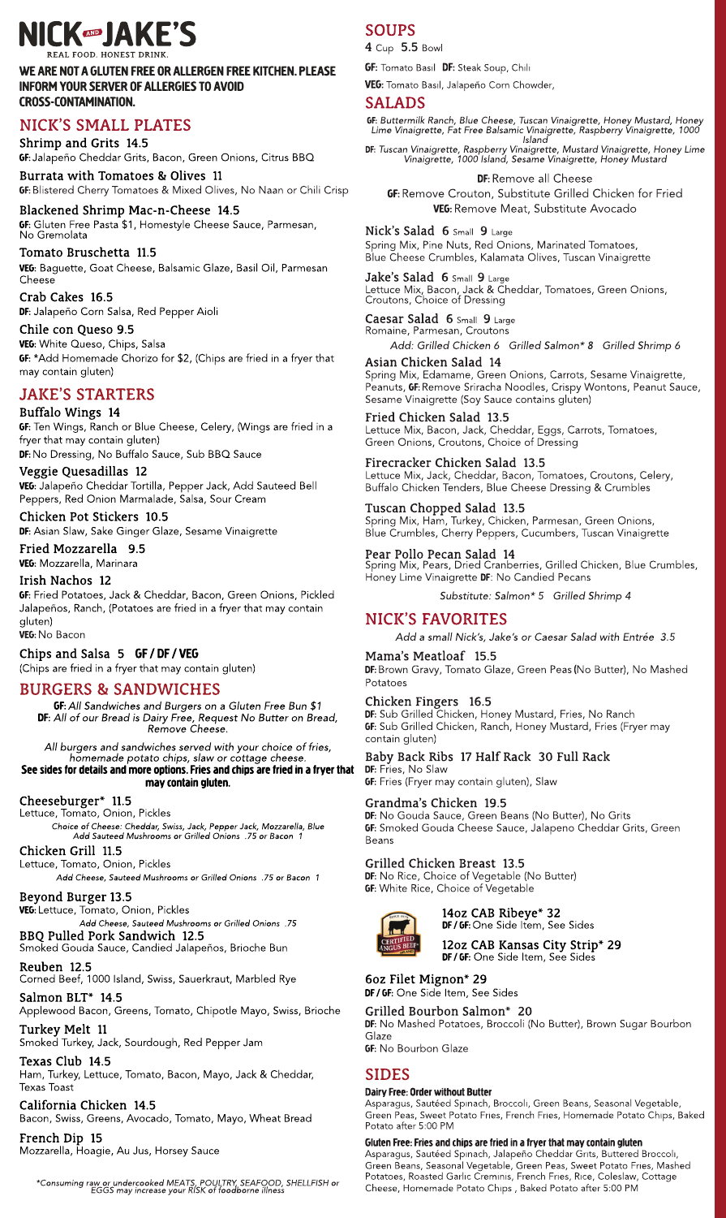# NICK AND JAKE'S

REAL FOOD. HONEST DRINK.

**WE ARE NOT A GLUTEN FREE OR ALLERGEN FREE KITCHEN. PLEASE INFORM YOUR SERVER OF ALLERGIES TO AVOID CROSS-CONTAMINATION.**

## NICK'S SMALL PLATES

**Shrimp and Grits 14.5**
**GF:** Jalapeño Cheddar Grits, Bacon, Green Onions, Citrus BBQ

**Burrata with Tomatoes & Olives 11**
**GF:** Blistered Cherry Tomatoes & Mixed Olives, No Naan or Chili Crisp

**Blackened Shrimp Mac-n-Cheese 14.5**
**GF:** Gluten Free Pasta $1, Homestyle Cheese Sauce, Parmesan, No Gremolata

**Tomato Bruschetta 11.5**
**VEG:** Baguette, Goat Cheese, Balsamic Glaze, Basil Oil, Parmesan Cheese

**Crab Cakes 16.5**
**DF:** Jalapeño Corn Salsa, Red Pepper Aioli

**Chile con Queso 9.5**
**VEG:** White Queso, Chips, Salsa
**GF:** *Add Homemade Chorizo for $2, (Chips are fried in a fryer that may contain gluten)

## JAKE'S STARTERS

**Buffalo Wings 14**
**GF:** Ten Wings, Ranch or Blue Cheese, Celery, (Wings are fried in a fryer that may contain gluten)
**DF:** No Dressing, No Buffalo Sauce, Sub BBQ Sauce

**Veggie Quesadillas 12**
**VEG:** Jalapeño Cheddar Tortilla, Pepper Jack, Add Sauteed Bell Peppers, Red Onion Marmalade, Salsa, Sour Cream

**Chicken Pot Stickers 10.5**
**DF:** Asian Slaw, Sake Ginger Glaze, Sesame Vinaigrette

**Fried Mozzarella 9.5**
**VEG:** Mozzarella, Marinara

**Irish Nachos 12**
**GF:** Fried Potatoes, Jack & Cheddar, Bacon, Green Onions, Pickled Jalapeños, Ranch, (Potatoes are fried in a fryer that may contain gluten)
**VEG:** No Bacon

**Chips and Salsa 5 GF / DF / VEG**
(Chips are fried in a fryer that may contain gluten)

## BURGERS & SANDWICHES

***GF:** All Sandwiches and Burgers on a Gluten Free Bun $1*
***DF:** All of our Bread is Dairy Free, Request No Butter on Bread, Remove Cheese.*

*All burgers and sandwiches served with your choice of fries, homemade potato chips, slaw or cottage cheese.*
**See sides for details and more options. Fries and chips are fried in a fryer that may contain gluten.**

**Cheeseburger* 11.5**
Lettuce, Tomato, Onion, Pickles
*Choice of Cheese: Cheddar, Swiss, Jack, Pepper Jack, Mozzarella, Blue*
*Add Sauteed Mushrooms or Grilled Onions .75 or Bacon 1*

**Chicken Grill 11.5**
Lettuce, Tomato, Onion, Pickles
*Add Cheese, Sauteed Mushrooms or Grilled Onions .75 or Bacon 1*

**Beyond Burger 13.5**
**VEG:** Lettuce, Tomato, Onion, Pickles
*Add Cheese, Sauteed Mushrooms or Grilled Onions .75*

**BBQ Pulled Pork Sandwich 12.5**
Smoked Gouda Sauce, Candied Jalapeños, Brioche Bun

**Reuben 12.5**
Corned Beef, 1000 Island, Swiss, Sauerkraut, Marbled Rye

**Salmon BLT* 14.5**
Applewood Bacon, Greens, Tomato, Chipotle Mayo, Swiss, Brioche

**Turkey Melt 11**
Smoked Turkey, Jack, Sourdough, Red Pepper Jam

**Texas Club 14.5**
Ham, Turkey, Lettuce, Tomato, Bacon, Mayo, Jack & Cheddar, Texas Toast

**California Chicken 14.5**
Bacon, Swiss, Greens, Avocado, Tomato, Mayo, Wheat Bread

**French Dip 15**
Mozzarella, Hoagie, Au Jus, Horsey Sauce

*Consuming raw or undercooked MEATS, POULTRY, SEAFOOD, SHELLFISH or EGGS may increase your RISK of foodborne illness

## SOUPS

4 Cup 5.5 Bowl

**GF:** Tomato Basil **DF:** Steak Soup, Chili

**VEG:** Tomato Basil, Jalapeño Corn Chowder,

## SALADS

***GF:** Buttermilk Ranch, Blue Cheese, Tuscan Vinaigrette, Honey Mustard, Honey Lime Vinaigrette, Fat Free Balsamic Vinaigrette, Raspberry Vinaigrette, 1000 Island*
***DF:** Tuscan Vinaigrette, Raspberry Vinaigrette, Mustard Vinaigrette, Honey Lime Vinaigrette, 1000 Island, Sesame Vinaigrette, Honey Mustard*

**DF:** Remove all Cheese
**GF:** Remove Crouton, Substitute Grilled Chicken for Fried
**VEG:** Remove Meat, Substitute Avocado

**Nick's Salad 6 Small 9 Large**
Spring Mix, Pine Nuts, Red Onions, Marinated Tomatoes, Blue Cheese Crumbles, Kalamata Olives, Tuscan Vinaigrette

**Jake's Salad 6 Small 9 Large**
Lettuce Mix, Bacon, Jack & Cheddar, Tomatoes, Green Onions, Croutons, Choice of Dressing

**Caesar Salad 6 Small 9 Large**
Romaine, Parmesan, Croutons
*Add: Grilled Chicken 6 Grilled Salmon* 8 Grilled Shrimp 6*

**Asian Chicken Salad 14**
Spring Mix, Edamame, Green Onions, Carrots, Sesame Vinaigrette, Peanuts, **GF:** Remove Sriracha Noodles, Crispy Wontons, Peanut Sauce, Sesame Vinaigrette (Soy Sauce contains gluten)

**Fried Chicken Salad 13.5**
Lettuce Mix, Bacon, Jack, Cheddar, Eggs, Carrots, Tomatoes, Green Onions, Croutons, Choice of Dressing

**Firecracker Chicken Salad 13.5**
Lettuce Mix, Jack, Cheddar, Bacon, Tomatoes, Croutons, Celery, Buffalo Chicken Tenders, Blue Cheese Dressing & Crumbles

**Tuscan Chopped Salad 13.5**
Spring Mix, Ham, Turkey, Chicken, Parmesan, Green Onions, Blue Crumbles, Cherry Peppers, Cucumbers, Tuscan Vinaigrette

**Pear Pollo Pecan Salad 14**
Spring Mix, Pears, Dried Cranberries, Grilled Chicken, Blue Crumbles, Honey Lime Vinaigrette **DF:** No Candied Pecans
*Substitute: Salmon* 5 Grilled Shrimp 4*

## NICK'S FAVORITES

*Add a small Nick's, Jake's or Caesar Salad with Entrée 3.5*

**Mama's Meatloaf 15.5**
**DF:** Brown Gravy, Tomato Glaze, Green Peas (No Butter), No Mashed Potatoes

**Chicken Fingers 16.5**
**DF:** Sub Grilled Chicken, Honey Mustard, Fries, No Ranch
**GF:** Sub Grilled Chicken, Ranch, Honey Mustard, Fries (Fryer may contain gluten)

**Baby Back Ribs 17 Half Rack 30 Full Rack**
**DF:** Fries, No Slaw
**GF:** Fries (Fryer may contain gluten), Slaw

**Grandma's Chicken 19.5**
**DF:** No Gouda Sauce, Green Beans (No Butter), No Grits
**GF:** Smoked Gouda Cheese Sauce, Jalapeno Cheddar Grits, Green Beans

**Grilled Chicken Breast 13.5**
**DF:** No Rice, Choice of Vegetable (No Butter)
**GF:** White Rice, Choice of Vegetable

**14oz CAB Ribeye* 32**
**DF / GF:** One Side Item, See Sides

**12oz CAB Kansas City Strip* 29**
**DF / GF:** One Side Item, See Sides

**6oz Filet Mignon* 29**
**DF / GF:** One Side Item, See Sides

**Grilled Bourbon Salmon* 20**
**DF:** No Mashed Potatoes, Broccoli (No Butter), Brown Sugar Bourbon Glaze
**GF:** No Bourbon Glaze

## SIDES

**Dairy Free: Order without Butter**
Asparagus, Sautéed Spinach, Broccoli, Green Beans, Seasonal Vegetable, Green Peas, Sweet Potato Fries, French Fries, Homemade Potato Chips, Baked Potato after 5:00 PM

**Gluten Free: Fries and chips are fried in a fryer that may contain gluten**
Asparagus, Sautéed Spinach, Jalapeño Cheddar Grits, Buttered Broccoli, Green Beans, Seasonal Vegetable, Green Peas, Sweet Potato Fries, Mashed Potatoes, Roasted Garlic Creminis, French Fries, Rice, Coleslaw, Cottage Cheese, Homemade Potato Chips , Baked Potato after 5:00 PM